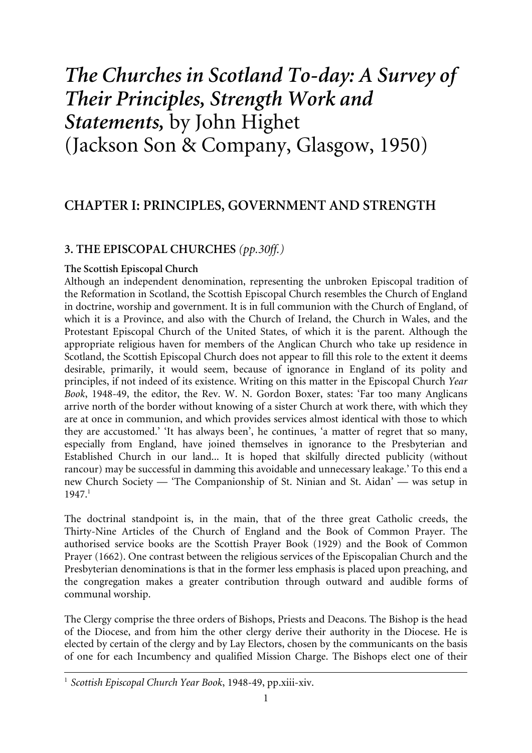# *The Churches in Scotland To-day: A Survey of Their Principles, Strength Work and Statements,* by John Highet (Jackson Son & Company, Glasgow, 1950)

## CHAPTER I: PRINCIPLES, GOVERNMENT AND STRENGTH

### 3. THE EPISCOPAL CHURCHES *(pp.30ff.)*

**The Scottish Episcopal Church**

Although an independent denomination, representing the unbroken Episcopal tradition of the Reformation in Scotland, the Scottish Episcopal Church resembles the Church of England in doctrine, worship and government. It is in full communion with the Church of England, of which it is a Province, and also with the Church of Ireland, the Church in Wales, and the Protestant Episcopal Church of the United States, of which it is the parent. Although the appropriate religious haven for members of the Anglican Church who take up residence in Scotland, the Scottish Episcopal Church does not appear to fill this role to the extent it deems desirable, primarily, it would seem, because of ignorance in England of its polity and principles, if not indeed of its existence. Writing on this matter in the Episcopal Church *Year Book*, 1948-49, the editor, the Rev. W. N. Gordon Boxer, states: 'Far too many Anglicans arrive north of the border without knowing of a sister Church at work there, with which they are at once in communion, and which provides services almost identical with those to which they are accustomed.' 'It has always been', he continues, 'a matter of regret that so many, especially from England, have joined themselves in ignorance to the Presbyterian and Established Church in our land... It is hoped that skilfully directed publicity (without rancour) may be successful in damming this avoidable and unnecessary leakage.' To this end a new Church Society — 'The Companionship of St. Ninian and St. Aidan' — was setup in 1947.[1]

The doctrinal standpoint is, in the main, that of the three great Catholic creeds, the Thirty-Nine Articles of the Church of England and the Book of Common Prayer. The authorised service books are the Scottish Prayer Book (1929) and the Book of Common Prayer (1662). One contrast between the religious services of the Episcopalian Church and the Presbyterian denominations is that in the former less emphasis is placed upon preaching, and the congregation makes a greater contribution through outward and audible forms of communal worship.

The Clergy comprise the three orders of Bishops, Priests and Deacons. The Bishop is the head of the Diocese, and from him the other clergy derive their authority in the Diocese. He is elected by certain of the clergy and by Lay Electors, chosen by the communicants on the basis of one for each Incumbency and qualified Mission Charge. The Bishops elect one of their

---

[1] *Scottish Episcopal Church Year Book*, 1948-49, pp.xiii-xiv.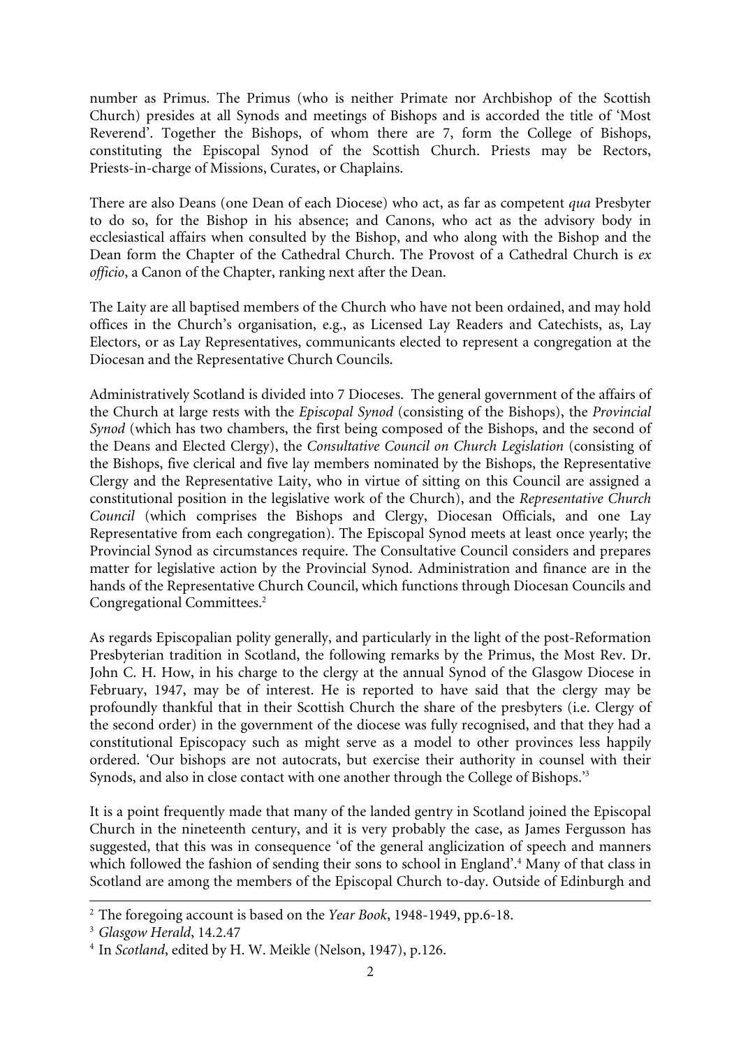number as Primus. The Primus (who is neither Primate nor Archbishop of the Scottish Church) presides at all Synods and meetings of Bishops and is accorded the title of 'Most Reverend'. Together the Bishops, of whom there are 7, form the College of Bishops, constituting the Episcopal Synod of the Scottish Church. Priests may be Rectors, Priests-in-charge of Missions, Curates, or Chaplains.

There are also Deans (one Dean of each Diocese) who act, as far as competent *qua* Presbyter to do so, for the Bishop in his absence; and Canons, who act as the advisory body in ecclesiastical affairs when consulted by the Bishop, and who along with the Bishop and the Dean form the Chapter of the Cathedral Church. The Provost of a Cathedral Church is *ex officio*, a Canon of the Chapter, ranking next after the Dean.

The Laity are all baptised members of the Church who have not been ordained, and may hold offices in the Church's organisation, e.g., as Licensed Lay Readers and Catechists, as, Lay Electors, or as Lay Representatives, communicants elected to represent a congregation at the Diocesan and the Representative Church Councils.

Administratively Scotland is divided into 7 Dioceses. The general government of the affairs of the Church at large rests with the *Episcopal Synod* (consisting of the Bishops), the *Provincial Synod* (which has two chambers, the first being composed of the Bishops, and the second of the Deans and Elected Clergy), the *Consultative Council on Church Legislation* (consisting of the Bishops, five clerical and five lay members nominated by the Bishops, the Representative Clergy and the Representative Laity, who in virtue of sitting on this Council are assigned a constitutional position in the legislative work of the Church), and the *Representative Church Council* (which comprises the Bishops and Clergy, Diocesan Officials, and one Lay Representative from each congregation). The Episcopal Synod meets at least once yearly; the Provincial Synod as circumstances require. The Consultative Council considers and prepares matter for legislative action by the Provincial Synod. Administration and finance are in the hands of the Representative Church Council, which functions through Diocesan Councils and Congregational Committees.[2]

As regards Episcopalian polity generally, and particularly in the light of the post-Reformation Presbyterian tradition in Scotland, the following remarks by the Primus, the Most Rev. Dr. John C. H. How, in his charge to the clergy at the annual Synod of the Glasgow Diocese in February, 1947, may be of interest. He is reported to have said that the clergy may be profoundly thankful that in their Scottish Church the share of the presbyters (i.e. Clergy of the second order) in the government of the diocese was fully recognised, and that they had a constitutional Episcopacy such as might serve as a model to other provinces less happily ordered. 'Our bishops are not autocrats, but exercise their authority in counsel with their Synods, and also in close contact with one another through the College of Bishops.'[3]

It is a point frequently made that many of the landed gentry in Scotland joined the Episcopal Church in the nineteenth century, and it is very probably the case, as James Fergusson has suggested, that this was in consequence 'of the general anglicization of speech and manners which followed the fashion of sending their sons to school in England'.[4] Many of that class in Scotland are among the members of the Episcopal Church to-day. Outside of Edinburgh and

---

[2] The foregoing account is based on the *Year Book*, 1948-1949, pp.6-18.

[3] *Glasgow Herald*, 14.2.47

[4] In *Scotland*, edited by H. W. Meikle (Nelson, 1947), p.126.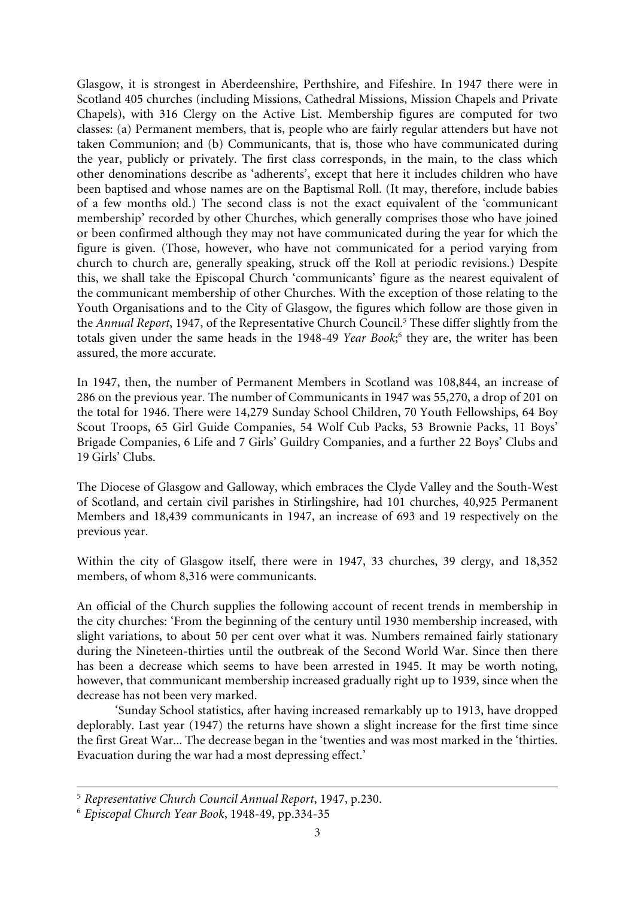Glasgow, it is strongest in Aberdeenshire, Perthshire, and Fifeshire. In 1947 there were in Scotland 405 churches (including Missions, Cathedral Missions, Mission Chapels and Private Chapels), with 316 Clergy on the Active List. Membership figures are computed for two classes: (a) Permanent members, that is, people who are fairly regular attenders but have not taken Communion; and (b) Communicants, that is, those who have communicated during the year, publicly or privately. The first class corresponds, in the main, to the class which other denominations describe as 'adherents', except that here it includes children who have been baptised and whose names are on the Baptismal Roll. (It may, therefore, include babies of a few months old.) The second class is not the exact equivalent of the 'communicant membership' recorded by other Churches, which generally comprises those who have joined or been confirmed although they may not have communicated during the year for which the figure is given. (Those, however, who have not communicated for a period varying from church to church are, generally speaking, struck off the Roll at periodic revisions.) Despite this, we shall take the Episcopal Church 'communicants' figure as the nearest equivalent of the communicant membership of other Churches. With the exception of those relating to the Youth Organisations and to the City of Glasgow, the figures which follow are those given in the *Annual Report*, 1947, of the Representative Church Council.[5] These differ slightly from the totals given under the same heads in the 1948-49 *Year Book*;[6] they are, the writer has been assured, the more accurate.

In 1947, then, the number of Permanent Members in Scotland was 108,844, an increase of 286 on the previous year. The number of Communicants in 1947 was 55,270, a drop of 201 on the total for 1946. There were 14,279 Sunday School Children, 70 Youth Fellowships, 64 Boy Scout Troops, 65 Girl Guide Companies, 54 Wolf Cub Packs, 53 Brownie Packs, 11 Boys' Brigade Companies, 6 Life and 7 Girls' Guildry Companies, and a further 22 Boys' Clubs and 19 Girls' Clubs.

The Diocese of Glasgow and Galloway, which embraces the Clyde Valley and the South-West of Scotland, and certain civil parishes in Stirlingshire, had 101 churches, 40,925 Permanent Members and 18,439 communicants in 1947, an increase of 693 and 19 respectively on the previous year.

Within the city of Glasgow itself, there were in 1947, 33 churches, 39 clergy, and 18,352 members, of whom 8,316 were communicants.

An official of the Church supplies the following account of recent trends in membership in the city churches: 'From the beginning of the century until 1930 membership increased, with slight variations, to about 50 per cent over what it was. Numbers remained fairly stationary during the Nineteen-thirties until the outbreak of the Second World War. Since then there has been a decrease which seems to have been arrested in 1945. It may be worth noting, however, that communicant membership increased gradually right up to 1939, since when the decrease has not been very marked.

'Sunday School statistics, after having increased remarkably up to 1913, have dropped deplorably. Last year (1947) the returns have shown a slight increase for the first time since the first Great War... The decrease began in the 'twenties and was most marked in the 'thirties. Evacuation during the war had a most depressing effect.'

---

[5] *Representative Church Council Annual Report*, 1947, p.230.

[6] *Episcopal Church Year Book*, 1948-49, pp.334-35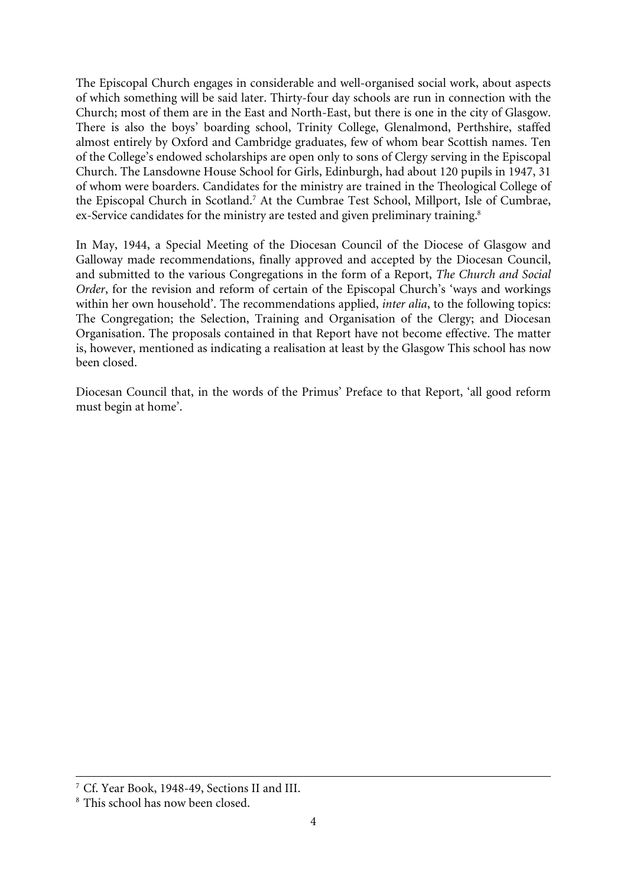The Episcopal Church engages in considerable and well-organised social work, about aspects of which something will be said later. Thirty-four day schools are run in connection with the Church; most of them are in the East and North-East, but there is one in the city of Glasgow. There is also the boys' boarding school, Trinity College, Glenalmond, Perthshire, staffed almost entirely by Oxford and Cambridge graduates, few of whom bear Scottish names. Ten of the College's endowed scholarships are open only to sons of Clergy serving in the Episcopal Church. The Lansdowne House School for Girls, Edinburgh, had about 120 pupils in 1947, 31 of whom were boarders. Candidates for the ministry are trained in the Theological College of the Episcopal Church in Scotland.[7] At the Cumbrae Test School, Millport, Isle of Cumbrae, ex-Service candidates for the ministry are tested and given preliminary training.[8]

In May, 1944, a Special Meeting of the Diocesan Council of the Diocese of Glasgow and Galloway made recommendations, finally approved and accepted by the Diocesan Council, and submitted to the various Congregations in the form of a Report, *The Church and Social Order*, for the revision and reform of certain of the Episcopal Church's 'ways and workings within her own household'. The recommendations applied, *inter alia*, to the following topics: The Congregation; the Selection, Training and Organisation of the Clergy; and Diocesan Organisation. The proposals contained in that Report have not become effective. The matter is, however, mentioned as indicating a realisation at least by the Glasgow Diocesan Council that, in the words of the Primus' Preface to that Report, 'all good reform must begin at home'.

---

[7] Cf. Year Book, 1948-49, Sections II and III.

[8] This school has now been closed.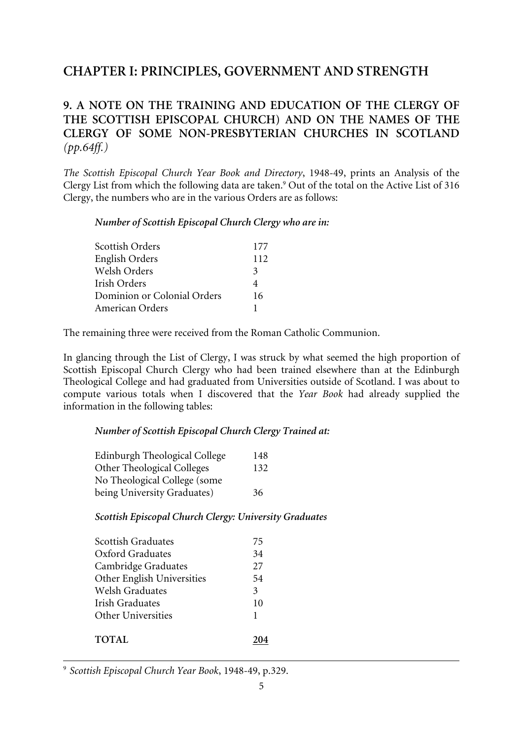## CHAPTER I: PRINCIPLES, GOVERNMENT AND STRENGTH

### 9. A NOTE ON THE TRAINING AND EDUCATION OF THE CLERGY OF THE SCOTTISH EPISCOPAL CHURCH) AND ON THE NAMES OF THE CLERGY OF SOME NON-PRESBYTERIAN CHURCHES IN SCOTLAND *(pp.64ff.)*

*The Scottish Episcopal Church Year Book and Directory*, 1948-49, prints an Analysis of the Clergy List from which the following data are taken.[9] Out of the total on the Active List of 316 Clergy, the numbers who are in the various Orders are as follows:

***Number of Scottish Episcopal Church Clergy who are in:***

| | |
|---|---|
| Scottish Orders | 177 |
| English Orders | 112 |
| Welsh Orders | 3 |
| Irish Orders | 4 |
| Dominion or Colonial Orders | 16 |
| American Orders | 1 |

The remaining three were received from the Roman Catholic Communion.

In glancing through the List of Clergy, I was struck by what seemed the high proportion of Scottish Episcopal Church Clergy who had been trained elsewhere than at the Edinburgh Theological College and had graduated from Universities outside of Scotland. I was about to compute various totals when I discovered that the *Year Book* had already supplied the information in the following tables:

***Number of Scottish Episcopal Church Clergy Trained at:***

| | |
|---|---|
| Edinburgh Theological College | 148 |
| Other Theological Colleges | 132 |
| No Theological College (some being University Graduates) | 36 |

***Scottish Episcopal Church Clergy: University Graduates***

| | |
|---|---|
| Scottish Graduates | 75 |
| Oxford Graduates | 34 |
| Cambridge Graduates | 27 |
| Other English Universities | 54 |
| Welsh Graduates | 3 |
| Irish Graduates | 10 |
| Other Universities | 1 |
| **TOTAL** | **204** |

[9] *Scottish Episcopal Church Year Book*, 1948-49, p.329.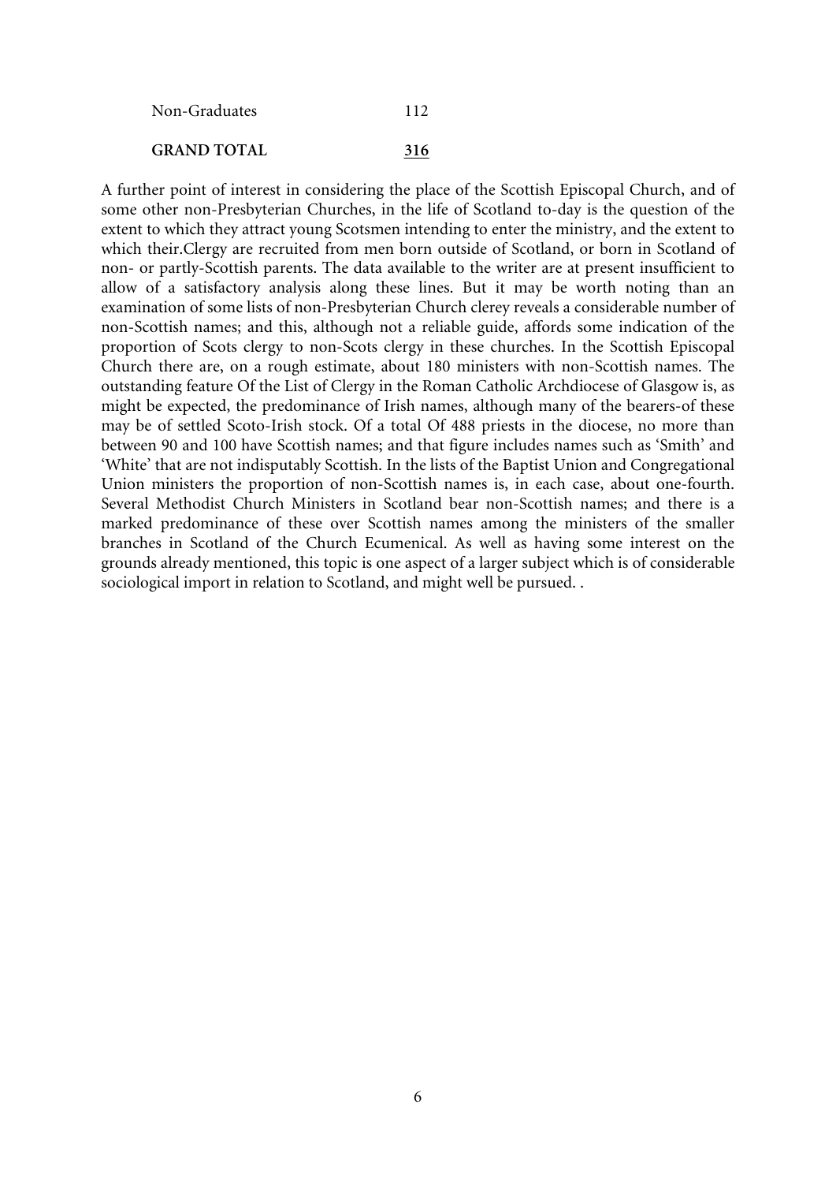| | |
|---|---|
| Non-Graduates | 112 |
| **GRAND TOTAL** | **316** |

A further point of interest in considering the place of the Scottish Episcopal Church, and of some other non-Presbyterian Churches, in the life of Scotland to-day is the question of the extent to which they attract young Scotsmen intending to enter the ministry, and the extent to which their.Clergy are recruited from men born outside of Scotland, or born in Scotland of non- or partly-Scottish parents. The data available to the writer are at present insufficient to allow of a satisfactory analysis along these lines. But it may be worth noting than an examination of some lists of non-Presbyterian Church clerey reveals a considerable number of non-Scottish names; and this, although not a reliable guide, affords some indication of the proportion of Scots clergy to non-Scots clergy in these churches. In the Scottish Episcopal Church there are, on a rough estimate, about 180 ministers with non-Scottish names. The outstanding feature Of the List of Clergy in the Roman Catholic Archdiocese of Glasgow is, as might be expected, the predominance of Irish names, although many of the bearers-of these may be of settled Scoto-Irish stock. Of a total Of 488 priests in the diocese, no more than between 90 and 100 have Scottish names; and that figure includes names such as 'Smith' and 'White' that are not indisputably Scottish. In the lists of the Baptist Union and Congregational Union ministers the proportion of non-Scottish names is, in each case, about one-fourth. Several Methodist Church Ministers in Scotland bear non-Scottish names; and there is a marked predominance of these over Scottish names among the ministers of the smaller branches in Scotland of the Church Ecumenical. As well as having some interest on the grounds already mentioned, this topic is one aspect of a larger subject which is of considerable sociological import in relation to Scotland, and might well be pursued. .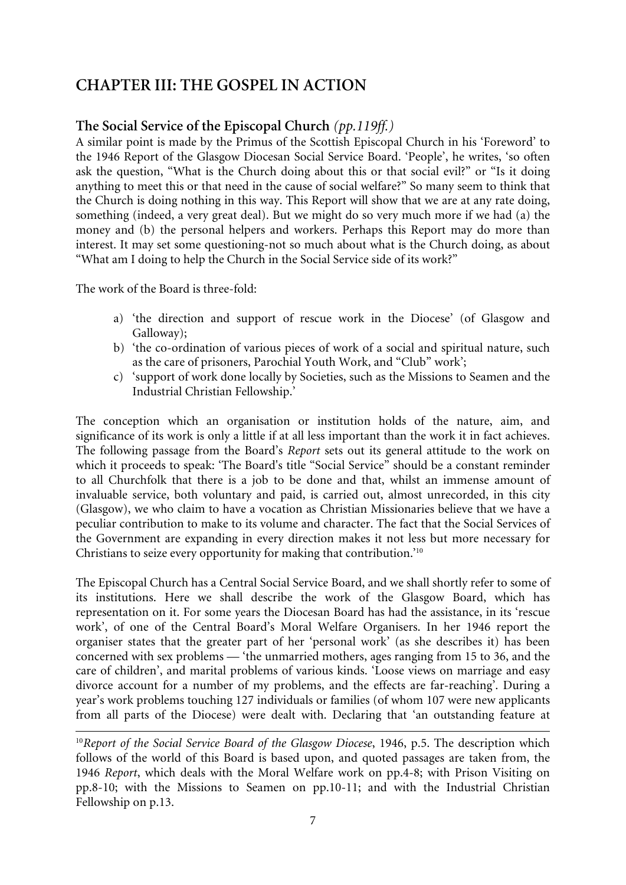## CHAPTER III: THE GOSPEL IN ACTION

### The Social Service of the Episcopal Church *(pp.119ff.)*

A similar point is made by the Primus of the Scottish Episcopal Church in his 'Foreword' to the 1946 Report of the Glasgow Diocesan Social Service Board. 'People', he writes, 'so often ask the question, "What is the Church doing about this or that social evil?" or "Is it doing anything to meet this or that need in the cause of social welfare?" So many seem to think that the Church is doing nothing in this way. This Report will show that we are at any rate doing, something (indeed, a very great deal). But we might do so very much more if we had (a) the money and (b) the personal helpers and workers. Perhaps this Report may do more than interest. It may set some questioning-not so much about what is the Church doing, as about "What am I doing to help the Church in the Social Service side of its work?"

The work of the Board is three-fold:

a) 'the direction and support of rescue work in the Diocese' (of Glasgow and Galloway);
b) 'the co-ordination of various pieces of work of a social and spiritual nature, such as the care of prisoners, Parochial Youth Work, and "Club" work';
c) 'support of work done locally by Societies, such as the Missions to Seamen and the Industrial Christian Fellowship.'

The conception which an organisation or institution holds of the nature, aim, and significance of its work is only a little if at all less important than the work it in fact achieves. The following passage from the Board's *Report* sets out its general attitude to the work on which it proceeds to speak: 'The Board's title "Social Service" should be a constant reminder to all Churchfolk that there is a job to be done and that, whilst an immense amount of invaluable service, both voluntary and paid, is carried out, almost unrecorded, in this city (Glasgow), we who claim to have a vocation as Christian Missionaries believe that we have a peculiar contribution to make to its volume and character. The fact that the Social Services of the Government are expanding in every direction makes it not less but more necessary for Christians to seize every opportunity for making that contribution.'[10]

The Episcopal Church has a Central Social Service Board, and we shall shortly refer to some of its institutions. Here we shall describe the work of the Glasgow Board, which has representation on it. For some years the Diocesan Board has had the assistance, in its 'rescue work', of one of the Central Board's Moral Welfare Organisers. In her 1946 report the organiser states that the greater part of her 'personal work' (as she describes it) has been concerned with sex problems — 'the unmarried mothers, ages ranging from 15 to 36, and the care of children', and marital problems of various kinds. 'Loose views on marriage and easy divorce account for a number of my problems, and the effects are far-reaching'. During a year's work problems touching 127 individuals or families (of whom 107 were new applicants from all parts of the Diocese) were dealt with. Declaring that 'an outstanding feature at

---

[10] *Report of the Social Service Board of the Glasgow Diocese*, 1946, p.5. The description which follows of the world of this Board is based upon, and quoted passages are taken from, the 1946 *Report*, which deals with the Moral Welfare work on pp.4-8; with Prison Visiting on pp.8-10; with the Missions to Seamen on pp.10-11; and with the Industrial Christian Fellowship on p.13.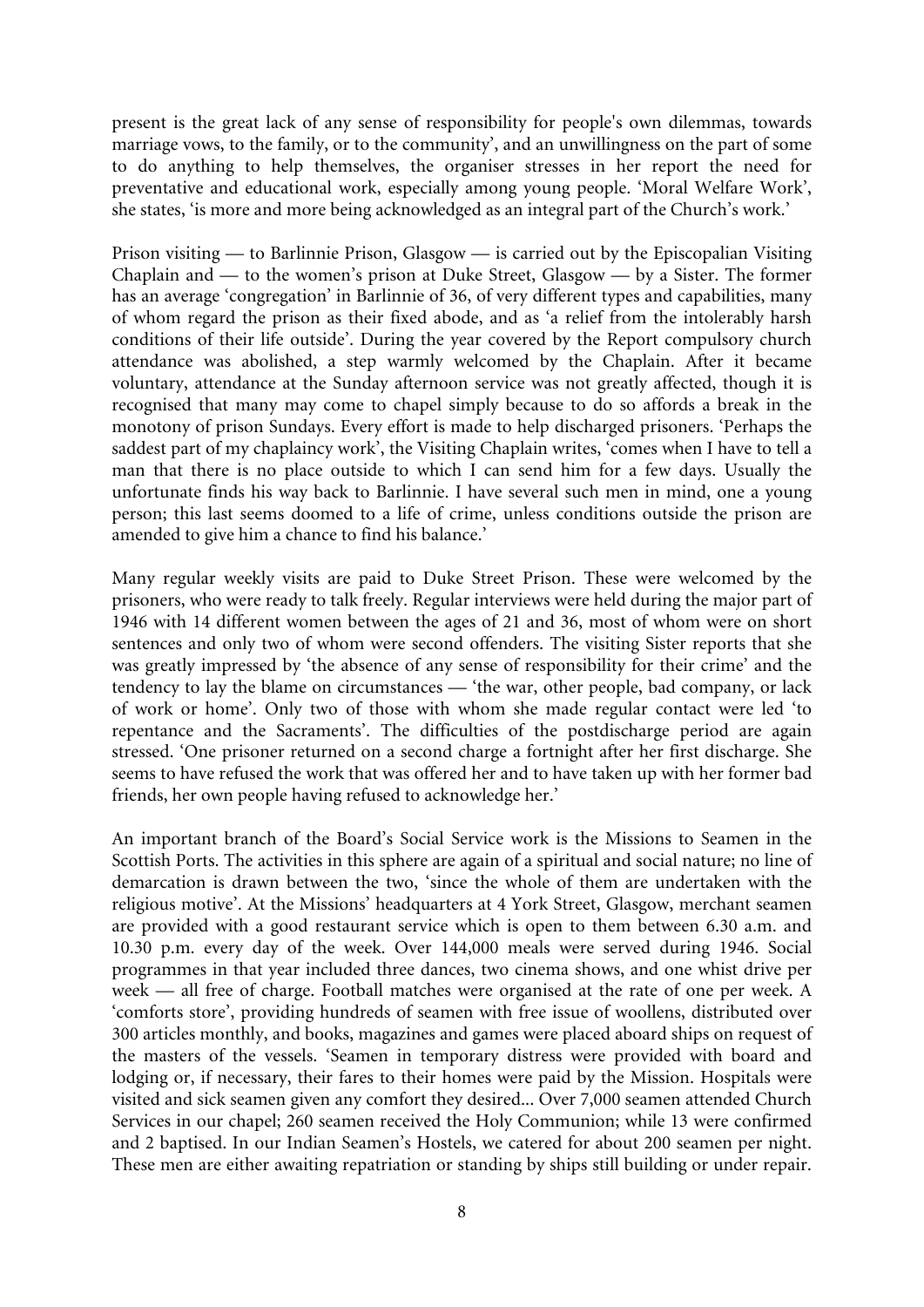present is the great lack of any sense of responsibility for people's own dilemmas, towards marriage vows, to the family, or to the community', and an unwillingness on the part of some to do anything to help themselves, the organiser stresses in her report the need for preventative and educational work, especially among young people. 'Moral Welfare Work', she states, 'is more and more being acknowledged as an integral part of the Church's work.'

Prison visiting — to Barlinnie Prison, Glasgow — is carried out by the Episcopalian Visiting Chaplain and — to the women's prison at Duke Street, Glasgow — by a Sister. The former has an average 'congregation' in Barlinnie of 36, of very different types and capabilities, many of whom regard the prison as their fixed abode, and as 'a relief from the intolerably harsh conditions of their life outside'. During the year covered by the Report compulsory church attendance was abolished, a step warmly welcomed by the Chaplain. After it became voluntary, attendance at the Sunday afternoon service was not greatly affected, though it is recognised that many may come to chapel simply because to do so affords a break in the monotony of prison Sundays. Every effort is made to help discharged prisoners. 'Perhaps the saddest part of my chaplaincy work', the Visiting Chaplain writes, 'comes when I have to tell a man that there is no place outside to which I can send him for a few days. Usually the unfortunate finds his way back to Barlinnie. I have several such men in mind, one a young person; this last seems doomed to a life of crime, unless conditions outside the prison are amended to give him a chance to find his balance.'

Many regular weekly visits are paid to Duke Street Prison. These were welcomed by the prisoners, who were ready to talk freely. Regular interviews were held during the major part of 1946 with 14 different women between the ages of 21 and 36, most of whom were on short sentences and only two of whom were second offenders. The visiting Sister reports that she was greatly impressed by 'the absence of any sense of responsibility for their crime' and the tendency to lay the blame on circumstances — 'the war, other people, bad company, or lack of work or home'. Only two of those with whom she made regular contact were led 'to repentance and the Sacraments'. The difficulties of the postdischarge period are again stressed. 'One prisoner returned on a second charge a fortnight after her first discharge. She seems to have refused the work that was offered her and to have taken up with her former bad friends, her own people having refused to acknowledge her.'

An important branch of the Board's Social Service work is the Missions to Seamen in the Scottish Ports. The activities in this sphere are again of a spiritual and social nature; no line of demarcation is drawn between the two, 'since the whole of them are undertaken with the religious motive'. At the Missions' headquarters at 4 York Street, Glasgow, merchant seamen are provided with a good restaurant service which is open to them between 6.30 a.m. and 10.30 p.m. every day of the week. Over 144,000 meals were served during 1946. Social programmes in that year included three dances, two cinema shows, and one whist drive per week — all free of charge. Football matches were organised at the rate of one per week. A 'comforts store', providing hundreds of seamen with free issue of woollens, distributed over 300 articles monthly, and books, magazines and games were placed aboard ships on request of the masters of the vessels. 'Seamen in temporary distress were provided with board and lodging or, if necessary, their fares to their homes were paid by the Mission. Hospitals were visited and sick seamen given any comfort they desired... Over 7,000 seamen attended Church Services in our chapel; 260 seamen received the Holy Communion; while 13 were confirmed and 2 baptised. In our Indian Seamen's Hostels, we catered for about 200 seamen per night. These men are either awaiting repatriation or standing by ships still building or under repair.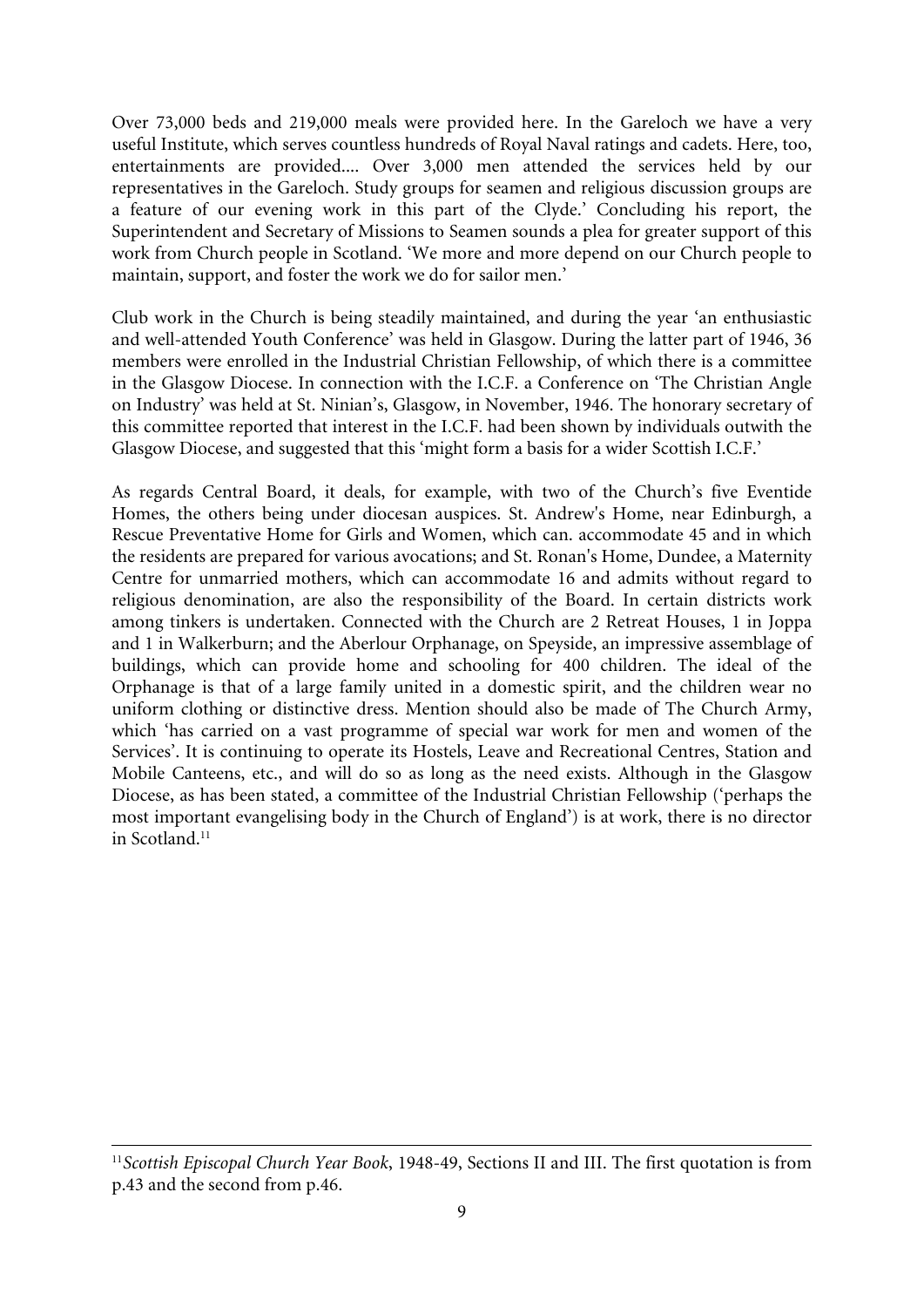Over 73,000 beds and 219,000 meals were provided here. In the Gareloch we have a very useful Institute, which serves countless hundreds of Royal Naval ratings and cadets. Here, too, entertainments are provided.... Over 3,000 men attended the services held by our representatives in the Gareloch. Study groups for seamen and religious discussion groups are a feature of our evening work in this part of the Clyde.' Concluding his report, the Superintendent and Secretary of Missions to Seamen sounds a plea for greater support of this work from Church people in Scotland. 'We more and more depend on our Church people to maintain, support, and foster the work we do for sailor men.'

Club work in the Church is being steadily maintained, and during the year 'an enthusiastic and well-attended Youth Conference' was held in Glasgow. During the latter part of 1946, 36 members were enrolled in the Industrial Christian Fellowship, of which there is a committee in the Glasgow Diocese. In connection with the I.C.F. a Conference on 'The Christian Angle on Industry' was held at St. Ninian's, Glasgow, in November, 1946. The honorary secretary of this committee reported that interest in the I.C.F. had been shown by individuals outwith the Glasgow Diocese, and suggested that this 'might form a basis for a wider Scottish I.C.F.'

As regards Central Board, it deals, for example, with two of the Church's five Eventide Homes, the others being under diocesan auspices. St. Andrew's Home, near Edinburgh, a Rescue Preventative Home for Girls and Women, which can. accommodate 45 and in which the residents are prepared for various avocations; and St. Ronan's Home, Dundee, a Maternity Centre for unmarried mothers, which can accommodate 16 and admits without regard to religious denomination, are also the responsibility of the Board. In certain districts work among tinkers is undertaken. Connected with the Church are 2 Retreat Houses, 1 in Joppa and 1 in Walkerburn; and the Aberlour Orphanage, on Speyside, an impressive assemblage of buildings, which can provide home and schooling for 400 children. The ideal of the Orphanage is that of a large family united in a domestic spirit, and the children wear no uniform clothing or distinctive dress. Mention should also be made of The Church Army, which 'has carried on a vast programme of special war work for men and women of the Services'. It is continuing to operate its Hostels, Leave and Recreational Centres, Station and Mobile Canteens, etc., and will do so as long as the need exists. Although in the Glasgow Diocese, as has been stated, a committee of the Industrial Christian Fellowship ('perhaps the most important evangelising body in the Church of England') is at work, there is no director in Scotland.[11]

---

[11] *Scottish Episcopal Church Year Book*, 1948-49, Sections II and III. The first quotation is from p.43 and the second from p.46.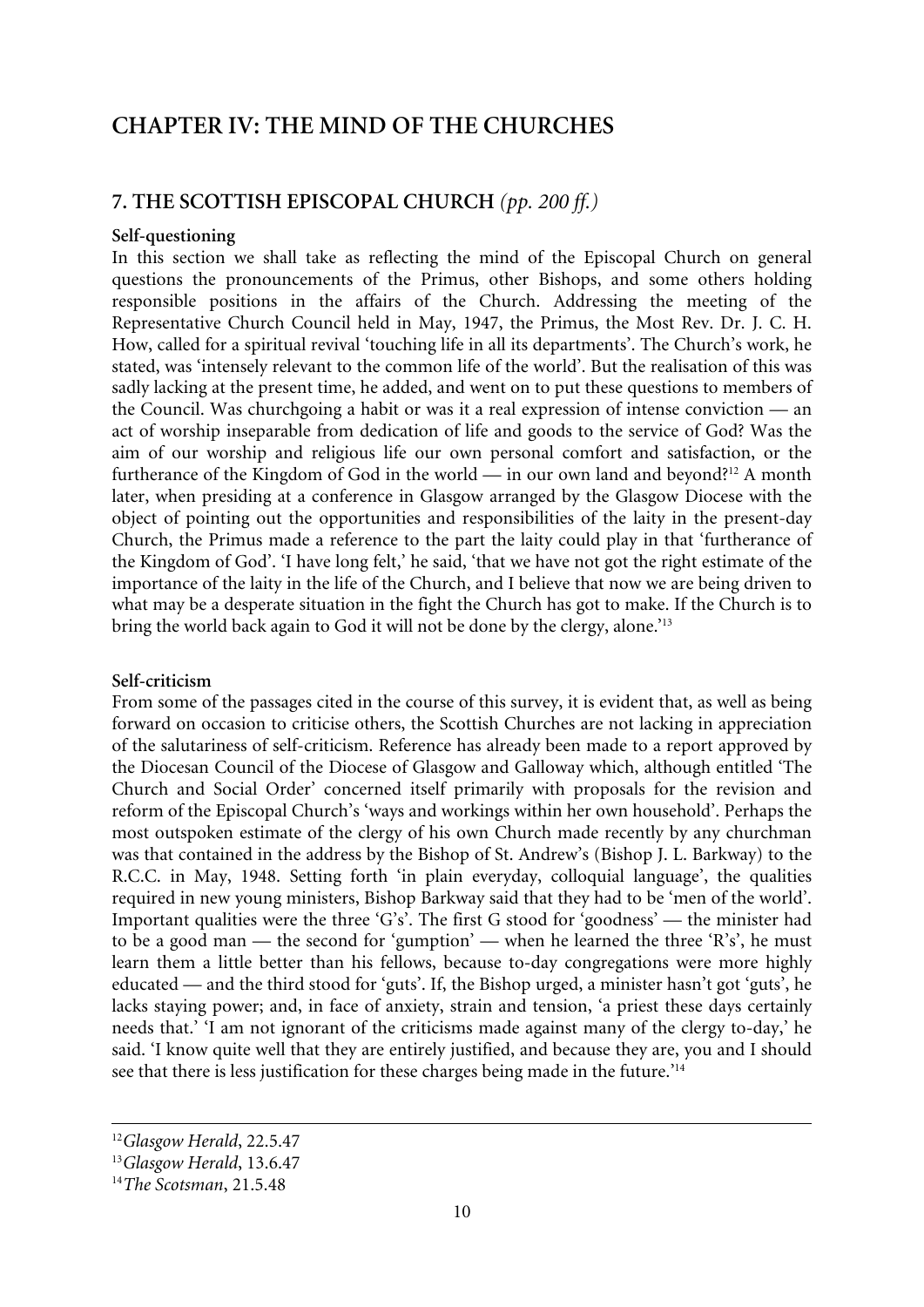## CHAPTER IV: THE MIND OF THE CHURCHES

### 7. THE SCOTTISH EPISCOPAL CHURCH *(pp. 200 ff.)*

**Self-questioning**

In this section we shall take as reflecting the mind of the Episcopal Church on general questions the pronouncements of the Primus, other Bishops, and some others holding responsible positions in the affairs of the Church. Addressing the meeting of the Representative Church Council held in May, 1947, the Primus, the Most Rev. Dr. J. C. H. How, called for a spiritual revival 'touching life in all its departments'. The Church's work, he stated, was 'intensely relevant to the common life of the world'. But the realisation of this was sadly lacking at the present time, he added, and went on to put these questions to members of the Council. Was churchgoing a habit or was it a real expression of intense conviction — an act of worship inseparable from dedication of life and goods to the service of God? Was the aim of our worship and religious life our own personal comfort and satisfaction, or the furtherance of the Kingdom of God in the world — in our own land and beyond?[12] A month later, when presiding at a conference in Glasgow arranged by the Glasgow Diocese with the object of pointing out the opportunities and responsibilities of the laity in the present-day Church, the Primus made a reference to the part the laity could play in that 'furtherance of the Kingdom of God'. 'I have long felt,' he said, 'that we have not got the right estimate of the importance of the laity in the life of the Church, and I believe that now we are being driven to what may be a desperate situation in the fight the Church has got to make. If the Church is to bring the world back again to God it will not be done by the clergy, alone.'[13]

**Self-criticism**

From some of the passages cited in the course of this survey, it is evident that, as well as being forward on occasion to criticise others, the Scottish Churches are not lacking in appreciation of the salutariness of self-criticism. Reference has already been made to a report approved by the Diocesan Council of the Diocese of Glasgow and Galloway which, although entitled 'The Church and Social Order' concerned itself primarily with proposals for the revision and reform of the Episcopal Church's 'ways and workings within her own household'. Perhaps the most outspoken estimate of the clergy of his own Church made recently by any churchman was that contained in the address by the Bishop of St. Andrew's (Bishop J. L. Barkway) to the R.C.C. in May, 1948. Setting forth 'in plain everyday, colloquial language', the qualities required in new young ministers, Bishop Barkway said that they had to be 'men of the world'. Important qualities were the three 'G's'. The first G stood for 'goodness' — the minister had to be a good man — the second for 'gumption' — when he learned the three 'R's', he must learn them a little better than his fellows, because to-day congregations were more highly educated — and the third stood for 'guts'. If, the Bishop urged, a minister hasn't got 'guts', he lacks staying power; and, in face of anxiety, strain and tension, 'a priest these days certainly needs that.' 'I am not ignorant of the criticisms made against many of the clergy to-day,' he said. 'I know quite well that they are entirely justified, and because they are, you and I should see that there is less justification for these charges being made in the future.'[14]

---

[12] *Glasgow Herald*, 22.5.47

[13] *Glasgow Herald*, 13.6.47

[14] *The Scotsman*, 21.5.48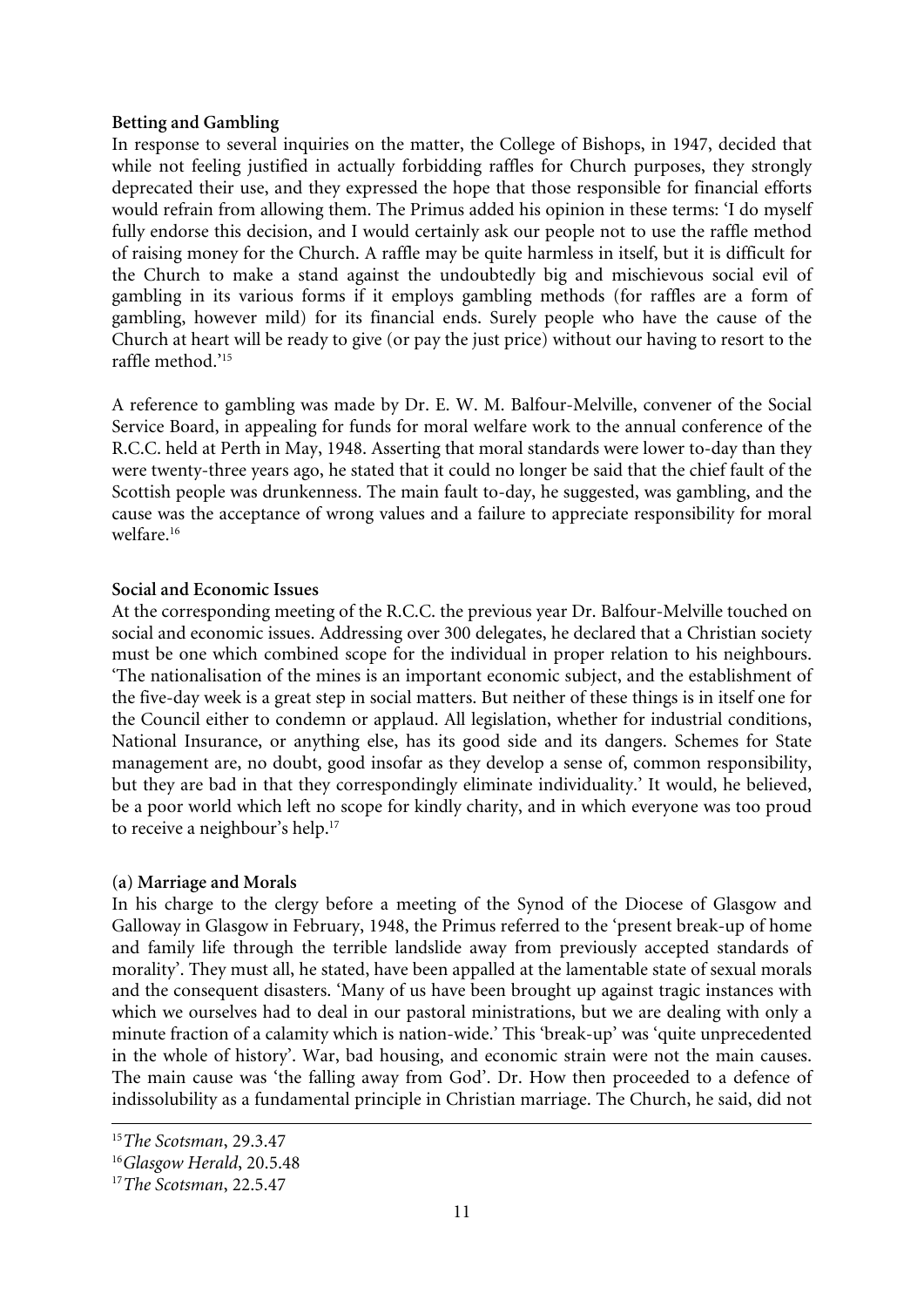**Betting and Gambling**

In response to several inquiries on the matter, the College of Bishops, in 1947, decided that while not feeling justified in actually forbidding raffles for Church purposes, they strongly deprecated their use, and they expressed the hope that those responsible for financial efforts would refrain from allowing them. The Primus added his opinion in these terms: 'I do myself fully endorse this decision, and I would certainly ask our people not to use the raffle method of raising money for the Church. A raffle may be quite harmless in itself, but it is difficult for the Church to make a stand against the undoubtedly big and mischievous social evil of gambling in its various forms if it employs gambling methods (for raffles are a form of gambling, however mild) for its financial ends. Surely people who have the cause of the Church at heart will be ready to give (or pay the just price) without our having to resort to the raffle method.'[15]

A reference to gambling was made by Dr. E. W. M. Balfour-Melville, convener of the Social Service Board, in appealing for funds for moral welfare work to the annual conference of the R.C.C. held at Perth in May, 1948. Asserting that moral standards were lower to-day than they were twenty-three years ago, he stated that it could no longer be said that the chief fault of the Scottish people was drunkenness. The main fault to-day, he suggested, was gambling, and the cause was the acceptance of wrong values and a failure to appreciate responsibility for moral welfare.[16]

**Social and Economic Issues**

At the corresponding meeting of the R.C.C. the previous year Dr. Balfour-Melville touched on social and economic issues. Addressing over 300 delegates, he declared that a Christian society must be one which combined scope for the individual in proper relation to his neighbours. 'The nationalisation of the mines is an important economic subject, and the establishment of the five-day week is a great step in social matters. But neither of these things is in itself one for the Council either to condemn or applaud. All legislation, whether for industrial conditions, National Insurance, or anything else, has its good side and its dangers. Schemes for State management are, no doubt, good insofar as they develop a sense of, common responsibility, but they are bad in that they correspondingly eliminate individuality.' It would, he believed, be a poor world which left no scope for kindly charity, and in which everyone was too proud to receive a neighbour's help.[17]

**(a) Marriage and Morals**

In his charge to the clergy before a meeting of the Synod of the Diocese of Glasgow and Galloway in Glasgow in February, 1948, the Primus referred to the 'present break-up of home and family life through the terrible landslide away from previously accepted standards of morality'. They must all, he stated, have been appalled at the lamentable state of sexual morals and the consequent disasters. 'Many of us have been brought up against tragic instances with which we ourselves had to deal in our pastoral ministrations, but we are dealing with only a minute fraction of a calamity which is nation-wide.' This 'break-up' was 'quite unprecedented in the whole of history'. War, bad housing, and economic strain were not the main causes. The main cause was 'the falling away from God'. Dr. How then proceeded to a defence of indissolubility as a fundamental principle in Christian marriage. The Church, he said, did not

[15] *The Scotsman*, 29.3.47

[16] *Glasgow Herald*, 20.5.48

[17] *The Scotsman*, 22.5.47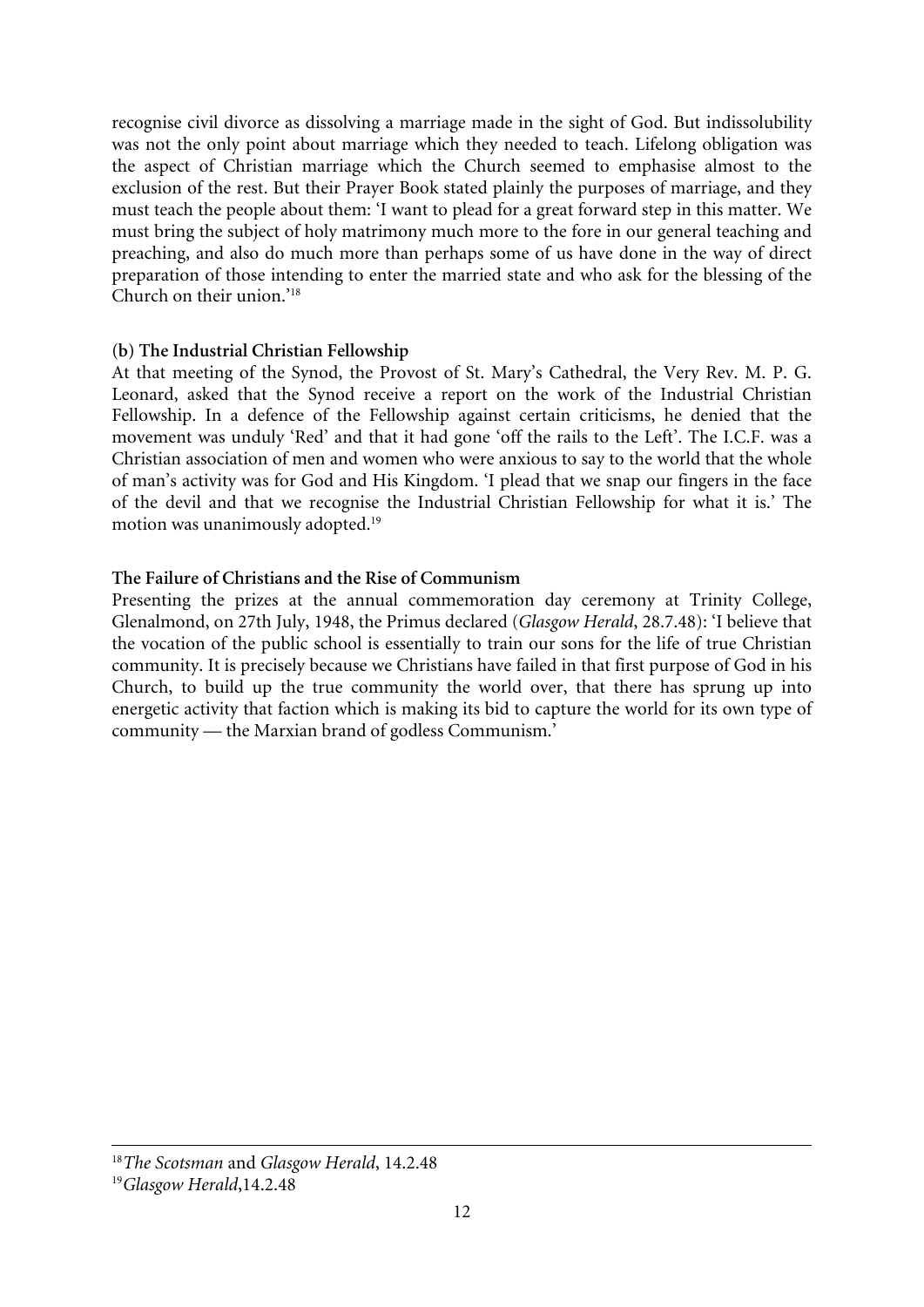recognise civil divorce as dissolving a marriage made in the sight of God. But indissolubility was not the only point about marriage which they needed to teach. Lifelong obligation was the aspect of Christian marriage which the Church seemed to emphasise almost to the exclusion of the rest. But their Prayer Book stated plainly the purposes of marriage, and they must teach the people about them: 'I want to plead for a great forward step in this matter. We must bring the subject of holy matrimony much more to the fore in our general teaching and preaching, and also do much more than perhaps some of us have done in the way of direct preparation of those intending to enter the married state and who ask for the blessing of the Church on their union.'[18]

### (b) The Industrial Christian Fellowship

At that meeting of the Synod, the Provost of St. Mary's Cathedral, the Very Rev. M. P. G. Leonard, asked that the Synod receive a report on the work of the Industrial Christian Fellowship. In a defence of the Fellowship against certain criticisms, he denied that the movement was unduly 'Red' and that it had gone 'off the rails to the Left'. The I.C.F. was a Christian association of men and women who were anxious to say to the world that the whole of man's activity was for God and His Kingdom. 'I plead that we snap our fingers in the face of the devil and that we recognise the Industrial Christian Fellowship for what it is.' The motion was unanimously adopted.[19]

### The Failure of Christians and the Rise of Communism

Presenting the prizes at the annual commemoration day ceremony at Trinity College, Glenalmond, on 27th July, 1948, the Primus declared (*Glasgow Herald*, 28.7.48): 'I believe that the vocation of the public school is essentially to train our sons for the life of true Christian community. It is precisely because we Christians have failed in that first purpose of God in his Church, to build up the true community the world over, that there has sprung up into energetic activity that faction which is making its bid to capture the world for its own type of community — the Marxian brand of godless Communism.'

---

[18] *The Scotsman* and *Glasgow Herald*, 14.2.48

[19] *Glasgow Herald*, 14.2.48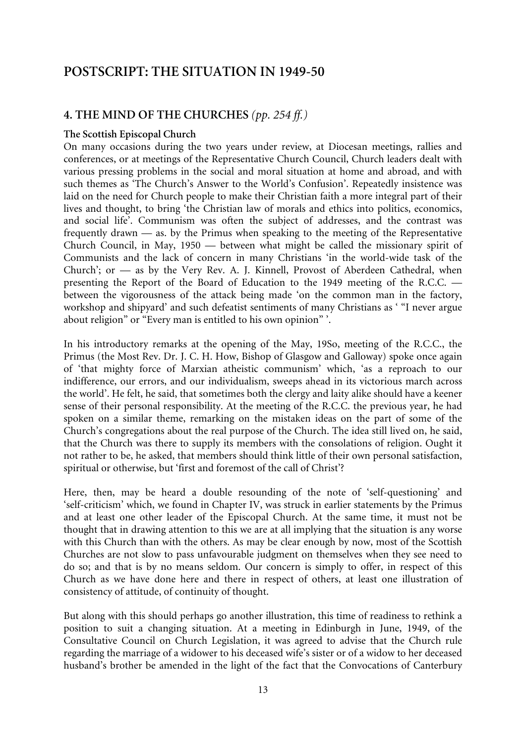## POSTSCRIPT: THE SITUATION IN 1949-50

### 4. THE MIND OF THE CHURCHES *(pp. 254 ff.)*

**The Scottish Episcopal Church**

On many occasions during the two years under review, at Diocesan meetings, rallies and conferences, or at meetings of the Representative Church Council, Church leaders dealt with various pressing problems in the social and moral situation at home and abroad, and with such themes as 'The Church's Answer to the World's Confusion'. Repeatedly insistence was laid on the need for Church people to make their Christian faith a more integral part of their lives and thought, to bring 'the Christian law of morals and ethics into politics, economics, and social life'. Communism was often the subject of addresses, and the contrast was frequently drawn — as. by the Primus when speaking to the meeting of the Representative Church Council, in May, 1950 — between what might be called the missionary spirit of Communists and the lack of concern in many Christians 'in the world-wide task of the Church'; or — as by the Very Rev. A. J. Kinnell, Provost of Aberdeen Cathedral, when presenting the Report of the Board of Education to the 1949 meeting of the R.C.C. — between the vigorousness of the attack being made 'on the common man in the factory, workshop and shipyard' and such defeatist sentiments of many Christians as ' "I never argue about religion" or "Every man is entitled to his own opinion" '.

In his introductory remarks at the opening of the May, 19So, meeting of the R.C.C., the Primus (the Most Rev. Dr. J. C. H. How, Bishop of Glasgow and Galloway) spoke once again of 'that mighty force of Marxian atheistic communism' which, 'as a reproach to our indifference, our errors, and our individualism, sweeps ahead in its victorious march across the world'. He felt, he said, that sometimes both the clergy and laity alike should have a keener sense of their personal responsibility. At the meeting of the R.C.C. the previous year, he had spoken on a similar theme, remarking on the mistaken ideas on the part of some of the Church's congregations about the real purpose of the Church. The idea still lived on, he said, that the Church was there to supply its members with the consolations of religion. Ought it not rather to be, he asked, that members should think little of their own personal satisfaction, spiritual or otherwise, but 'first and foremost of the call of Christ'?

Here, then, may be heard a double resounding of the note of 'self-questioning' and 'self-criticism' which, we found in Chapter IV, was struck in earlier statements by the Primus and at least one other leader of the Episcopal Church. At the same time, it must not be thought that in drawing attention to this we are at all implying that the situation is any worse with this Church than with the others. As may be clear enough by now, most of the Scottish Churches are not slow to pass unfavourable judgment on themselves when they see need to do so; and that is by no means seldom. Our concern is simply to offer, in respect of this Church as we have done here and there in respect of others, at least one illustration of consistency of attitude, of continuity of thought.

But along with this should perhaps go another illustration, this time of readiness to rethink a position to suit a changing situation. At a meeting in Edinburgh in June, 1949, of the Consultative Council on Church Legislation, it was agreed to advise that the Church rule regarding the marriage of a widower to his deceased wife's sister or of a widow to her deceased husband's brother be amended in the light of the fact that the Convocations of Canterbury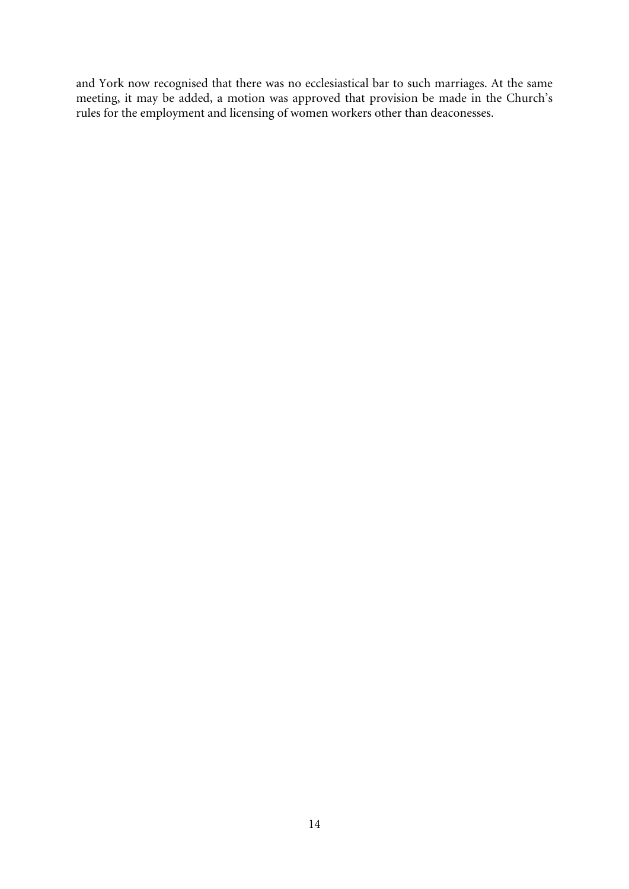and York now recognised that there was no ecclesiastical bar to such marriages. At the same meeting, it may be added, a motion was approved that provision be made in the Church's rules for the employment and licensing of women workers other than deaconesses.